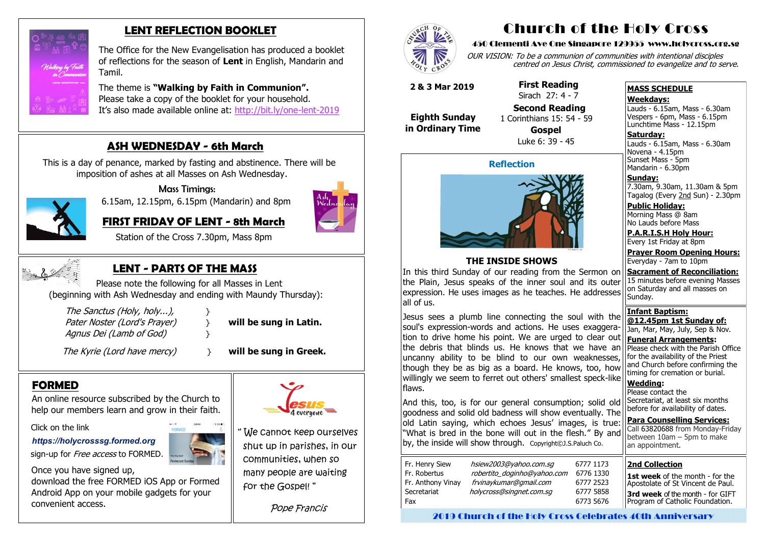# Church of the Holy Cross

**450 Clementi Ave One Singapore 129955 www.holycross.org.sg**

*OUR VISION: To be a communion of communities with intentional disciples centred on Jesus Christ, commissioned to evangelize and to serve.*

**2 & 3 Mar 2019**

**Eighth Sunday in Ordinary Time**

**First Reading**
Sirach 27: 4 - 7

**Second Reading**
1 Corinthians 15: 54 - 59

**Gospel**
Luke 6: 39 - 45

## Reflection

### THE INSIDE SHOWS

In this third Sunday of our reading from the Sermon on the Plain, Jesus speaks of the inner soul and its outer expression. He uses images as he teaches. He addresses all of us.

Jesus sees a plumb line connecting the soul with the soul's expression-words and actions. He uses exaggeration to drive home his point. We are urged to clear out the debris that blinds us. He knows that we have an uncanny ability to be blind to our own weaknesses, though they be as big as a board. He knows, too, how willingly we seem to ferret out others' smallest speck-like flaws.

And this, too, is for our general consumption; solid old goodness and solid old badness will show eventually. The old Latin saying, which echoes Jesus' images, is true: "What is bred in the bone will out in the flesh." By and by, the inside will show through. Copyright©J.S.Paluch Co.

| | | |
|---|---|---|
| Fr. Henry Siew | hsiew2003@yahoo.com.sg | 6777 1173 |
| Fr. Robertus | robertito_doginho@yahoo.com | 6776 1330 |
| Fr. Anthony Vinay | frvinaykumar@gmail.com | 6777 2523 |
| Secretariat | holycross@singnet.com.sg | 6777 5858 |
| Fax | | 6773 5676 |

## MASS SCHEDULE

**Weekdays:**
Lauds - 6.15am, Mass - 6.30am
Vespers - 6pm, Mass - 6.15pm
Lunchtime Mass - 12.15pm

**Saturday:**
Lauds - 6.15am, Mass - 6.30am
Novena - 4.15pm
Sunset Mass - 5pm
Mandarin - 6.30pm

**Sunday:**
7.30am, 9.30am, 11.30am & 5pm
Tagalog (Every 2nd Sun) - 2.30pm

**Public Holiday:**
Morning Mass @ 8am
No Lauds before Mass

**P.A.R.I.S.H Holy Hour:**
Every 1st Friday at 8pm

**Prayer Room Opening Hours:**
Everyday - 7am to 10pm

**Sacrament of Reconciliation:**
15 minutes before evening Masses on Saturday and all masses on Sunday.

**Infant Baptism:**
**@12.45pm 1st Sunday of:**
Jan, Mar, May, July, Sep & Nov.

**Funeral Arrangements:**
Please check with the Parish Office for the availability of the Priest and Church before confirming the timing for cremation or burial.

**Wedding:**
Please contact the Secretariat, at least six months before for availability of dates.

**Para Counselling Services:**
Call 63820688 from Monday-Friday between 10am – 5pm to make an appointment.

**2nd Collection**

**1st week** of the month - for the Apostolate of St Vincent de Paul.

**3rd week** of the month - for GIFT Program of Catholic Foundation.

## LENT REFLECTION BOOKLET

The Office for the New Evangelisation has produced a booklet of reflections for the season of **Lent** in English, Mandarin and Tamil.

The theme is **"Walking by Faith in Communion".**
Please take a copy of the booklet for your household.
It's also made available online at: http://bit.ly/one-lent-2019

## ASH WEDNESDAY - 6th March

This is a day of penance, marked by fasting and abstinence. There will be imposition of ashes at all Masses on Ash Wednesday.

Mass Timings:
6.15am, 12.15pm, 6.15pm (Mandarin) and 8pm

## FIRST FRIDAY OF LENT - 8th March

Station of the Cross 7.30pm, Mass 8pm

## LENT - PARTS OF THE MASS

Please note the following for all Masses in Lent (beginning with Ash Wednesday and ending with Maundy Thursday):

*The Sanctus (Holy, holy...),*
*Pater Noster (Lord's Prayer)*
*Agnus Dei (Lamb of God)*
} **will be sung in Latin.**

*The Kyrie (Lord have mercy)* } **will be sung in Greek.**

## FORMED

An online resource subscribed by the Church to help our members learn and grow in their faith.

Click on the link
***https://holycrosssg.formed.org***
sign-up for *Free access* to FORMED.

Once you have signed up, download the free FORMED iOS App or Formed Android App on your mobile gadgets for your convenient access.

" We cannot keep ourselves shut up in parishes, in our communities, when so many people are waiting for the Gospel! "

*Pope Francis*

**2019 Church of the Holy Cross Celebrates 40th Anniversary**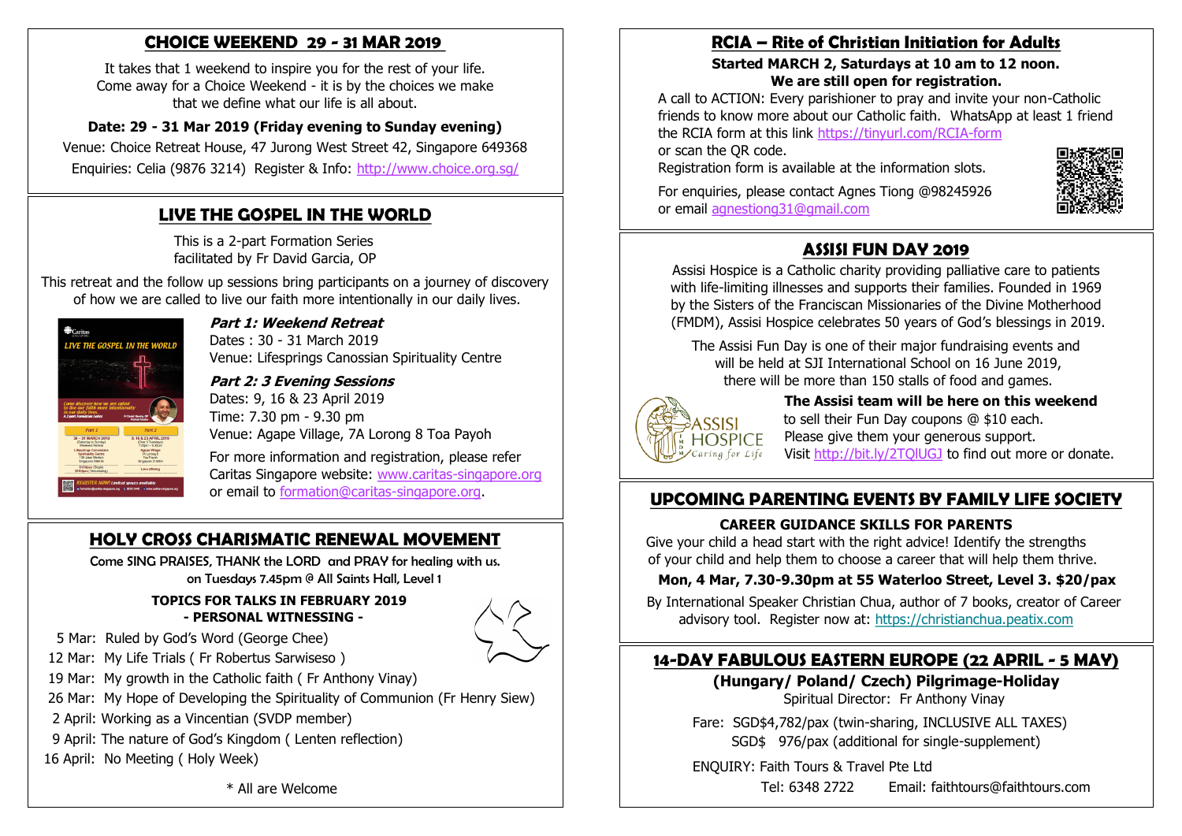## CHOICE WEEKEND 29 - 31 MAR 2019

It takes that 1 weekend to inspire you for the rest of your life.
Come away for a Choice Weekend - it is by the choices we make that we define what our life is all about.

**Date: 29 - 31 Mar 2019 (Friday evening to Sunday evening)**

Venue: Choice Retreat House, 47 Jurong West Street 42, Singapore 649368

Enquiries: Celia (9876 3214) Register & Info: http://www.choice.org.sg/

## LIVE THE GOSPEL IN THE WORLD

This is a 2-part Formation Series facilitated by Fr David Garcia, OP

This retreat and the follow up sessions bring participants on a journey of discovery of how we are called to live our faith more intentionally in our daily lives.

***Part 1: Weekend Retreat***

Dates : 30 - 31 March 2019

Venue: Lifesprings Canossian Spirituality Centre

***Part 2: 3 Evening Sessions***

Dates: 9, 16 & 23 April 2019

Time: 7.30 pm - 9.30 pm

Venue: Agape Village, 7A Lorong 8 Toa Payoh

For more information and registration, please refer Caritas Singapore website: www.caritas-singapore.org or email to formation@caritas-singapore.org.

## HOLY CROSS CHARISMATIC RENEWAL MOVEMENT

Come SING PRAISES, THANK the LORD and PRAY for healing with us. on Tuesdays 7.45pm @ All Saints Hall, Level 1

**TOPICS FOR TALKS IN FEBRUARY 2019**
**- PERSONAL WITNESSING -**

- 5 Mar: Ruled by God's Word (George Chee)
- 12 Mar: My Life Trials ( Fr Robertus Sarwiseso )
- 19 Mar: My growth in the Catholic faith ( Fr Anthony Vinay)
- 26 Mar: My Hope of Developing the Spirituality of Communion (Fr Henry Siew)
- 2 April: Working as a Vincentian (SVDP member)
- 9 April: The nature of God's Kingdom ( Lenten reflection)
- 16 April: No Meeting ( Holy Week)

\* All are Welcome

## RCIA – Rite of Christian Initiation for Adults

**Started MARCH 2, Saturdays at 10 am to 12 noon.**
**We are still open for registration.**

A call to ACTION: Every parishioner to pray and invite your non-Catholic friends to know more about our Catholic faith. WhatsApp at least 1 friend the RCIA form at this link https://tinyurl.com/RCIA-form or scan the QR code.

Registration form is available at the information slots.

For enquiries, please contact Agnes Tiong @98245926 or email agnestiong31@gmail.com

## ASSISI FUN DAY 2019

Assisi Hospice is a Catholic charity providing palliative care to patients with life-limiting illnesses and supports their families. Founded in 1969 by the Sisters of the Franciscan Missionaries of the Divine Motherhood (FMDM), Assisi Hospice celebrates 50 years of God's blessings in 2019.

The Assisi Fun Day is one of their major fundraising events and will be held at SJI International School on 16 June 2019, there will be more than 150 stalls of food and games.

**The Assisi team will be here on this weekend** to sell their Fun Day coupons @ $10 each. Please give them your generous support. Visit http://bit.ly/2TQlUGJ to find out more or donate.

## UPCOMING PARENTING EVENTS BY FAMILY LIFE SOCIETY

**CAREER GUIDANCE SKILLS FOR PARENTS**

Give your child a head start with the right advice! Identify the strengths of your child and help them to choose a career that will help them thrive.

**Mon, 4 Mar, 7.30-9.30pm at 55 Waterloo Street, Level 3. $20/pax**

By International Speaker Christian Chua, author of 7 books, creator of Career advisory tool. Register now at: https://christianchua.peatix.com

## 14-DAY FABULOUS EASTERN EUROPE (22 APRIL - 5 MAY)

**(Hungary/ Poland/ Czech) Pilgrimage-Holiday**

Spiritual Director: Fr Anthony Vinay

Fare: SGD$4,782/pax (twin-sharing, INCLUSIVE ALL TAXES)
SGD$ 976/pax (additional for single-supplement)

ENQUIRY: Faith Tours & Travel Pte Ltd
Tel: 6348 2722 Email: faithtours@faithtours.com